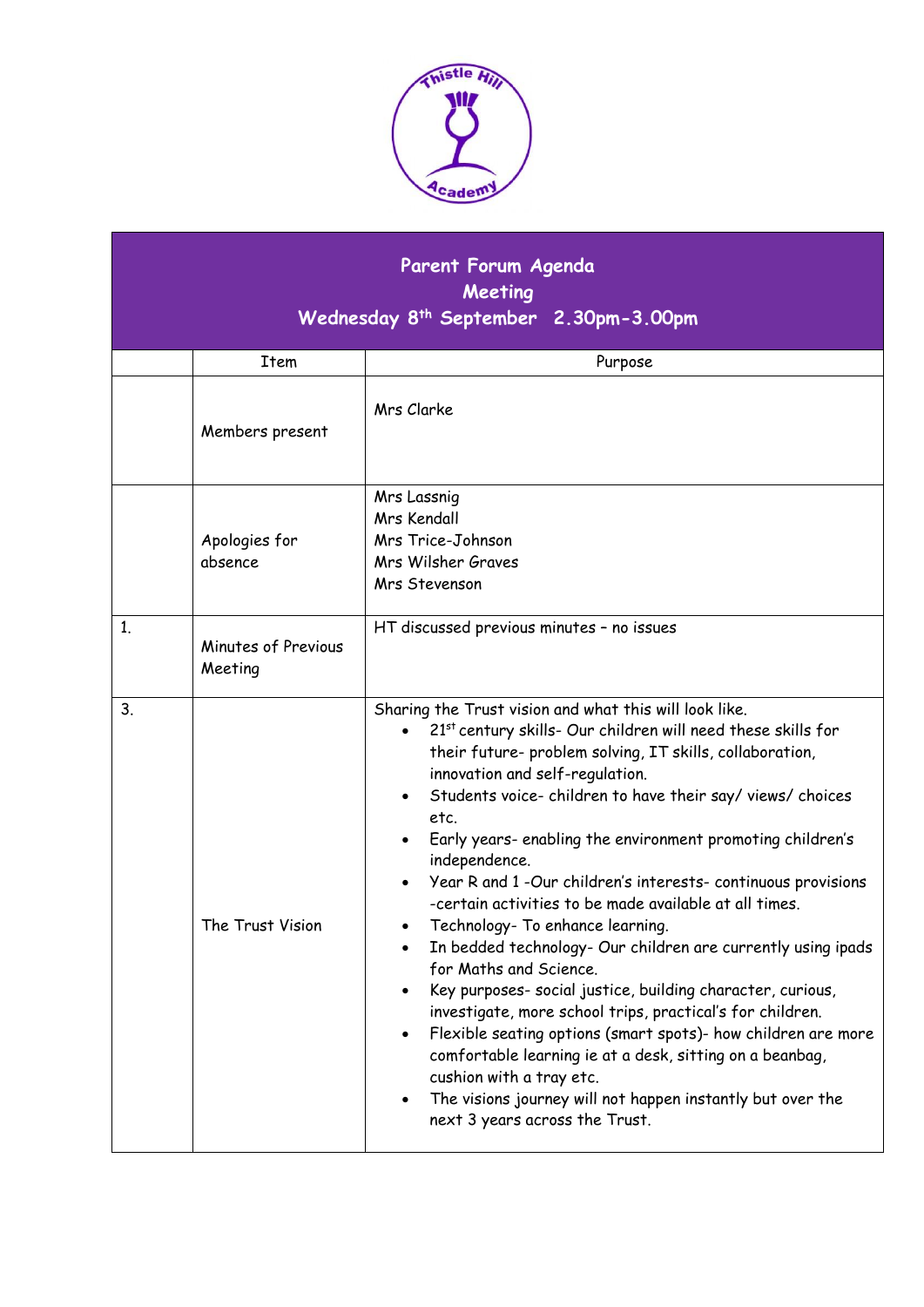# Parent Forum Agenda
## Meeting
### Wednesday 8th September 2.30pm-3.00pm

| | Item | Purpose |
|---|---|---|
| | Members present | Mrs Clarke |
| | Apologies for absence | Mrs Lassnig<br>Mrs Kendall<br>Mrs Trice-Johnson<br>Mrs Wilsher Graves<br>Mrs Stevenson |
| 1. | Minutes of Previous Meeting | HT discussed previous minutes – no issues |
| 3. | The Trust Vision | Sharing the Trust vision and what this will look like.<br>• 21st century skills- Our children will need these skills for their future- problem solving, IT skills, collaboration, innovation and self-regulation.<br>• Students voice- children to have their say/ views/ choices etc.<br>• Early years- enabling the environment promoting children's independence.<br>• Year R and 1 -Our children's interests- continuous provisions -certain activities to be made available at all times.<br>• Technology- To enhance learning.<br>• In bedded technology- Our children are currently using ipads for Maths and Science.<br>• Key purposes- social justice, building character, curious, investigate, more school trips, practical's for children.<br>• Flexible seating options (smart spots)- how children are more comfortable learning ie at a desk, sitting on a beanbag, cushion with a tray etc.<br>• The visions journey will not happen instantly but over the next 3 years across the Trust. |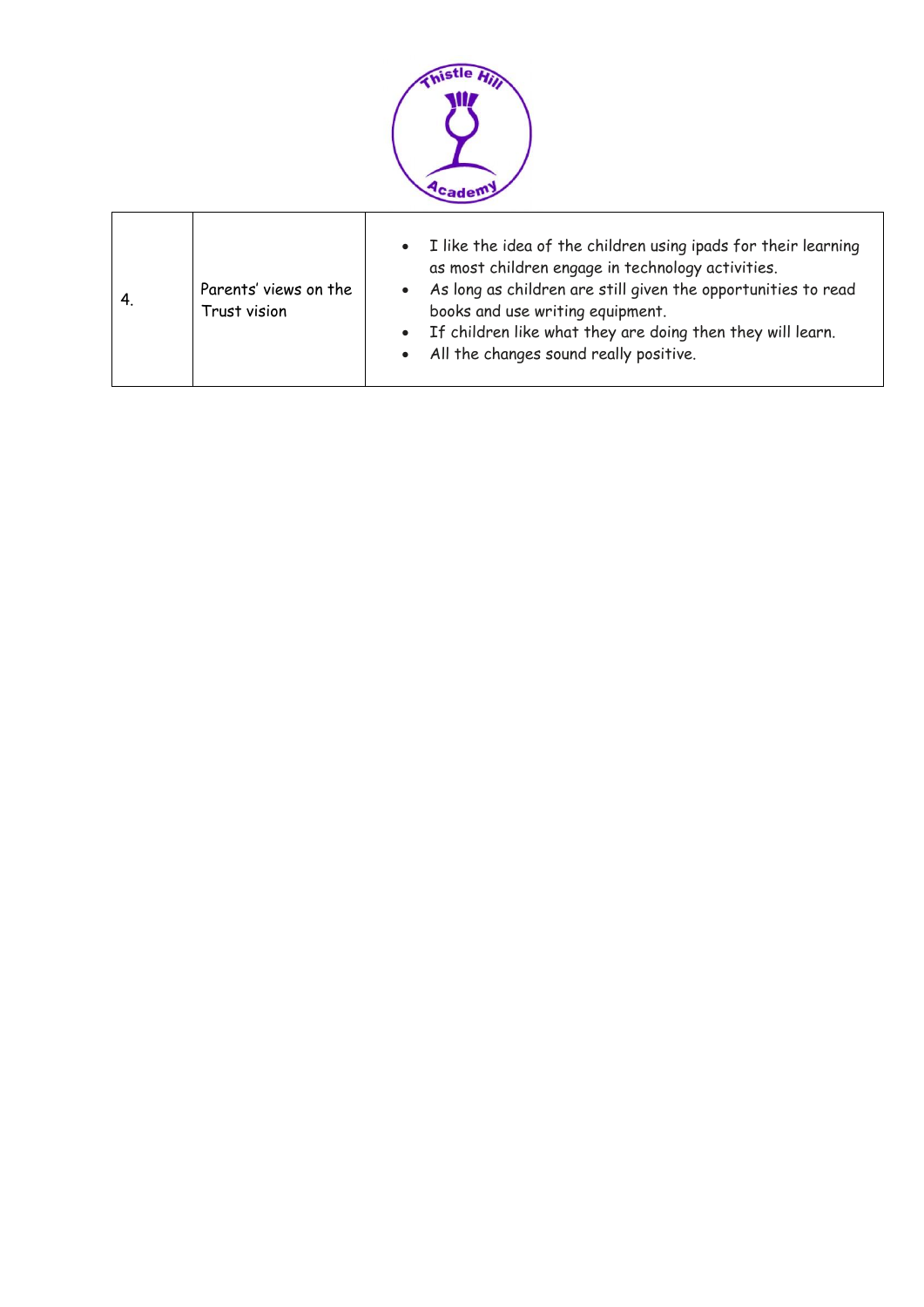| | | |
|---|---|---|
| 4. | Parents' views on the Trust vision | • I like the idea of the children using ipads for their learning as most children engage in technology activities.<br>• As long as children are still given the opportunities to read books and use writing equipment.<br>• If children like what they are doing then they will learn.<br>• All the changes sound really positive. |